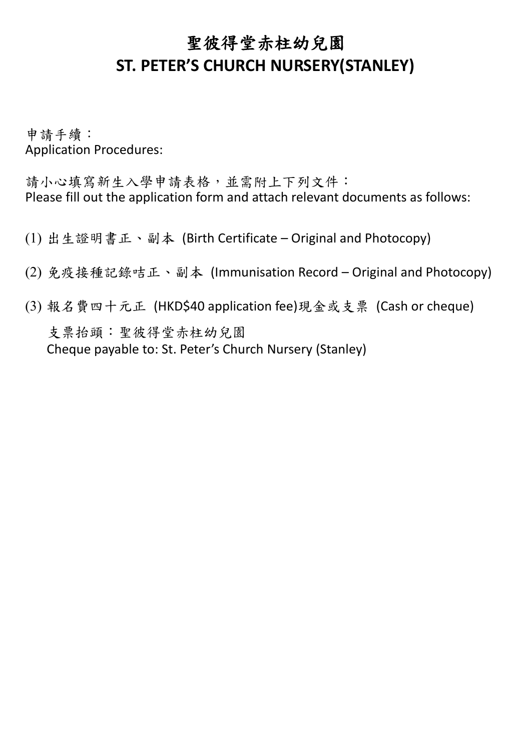# 聖彼得堂赤柱幼兒園
# ST. PETER'S CHURCH NURSERY(STANLEY)

申請手續：
Application Procedures:

請小心填寫新生入學申請表格，並需附上下列文件：
Please fill out the application form and attach relevant documents as follows:

(1) 出生證明書正、副本 (Birth Certificate – Original and Photocopy)

(2) 免疫接種記錄咭正、副本 (Immunisation Record – Original and Photocopy)

(3) 報名費四十元正 (HKD$40 application fee)現金或支票 (Cash or cheque)

支票抬頭：聖彼得堂赤柱幼兒園
Cheque payable to: St. Peter's Church Nursery (Stanley)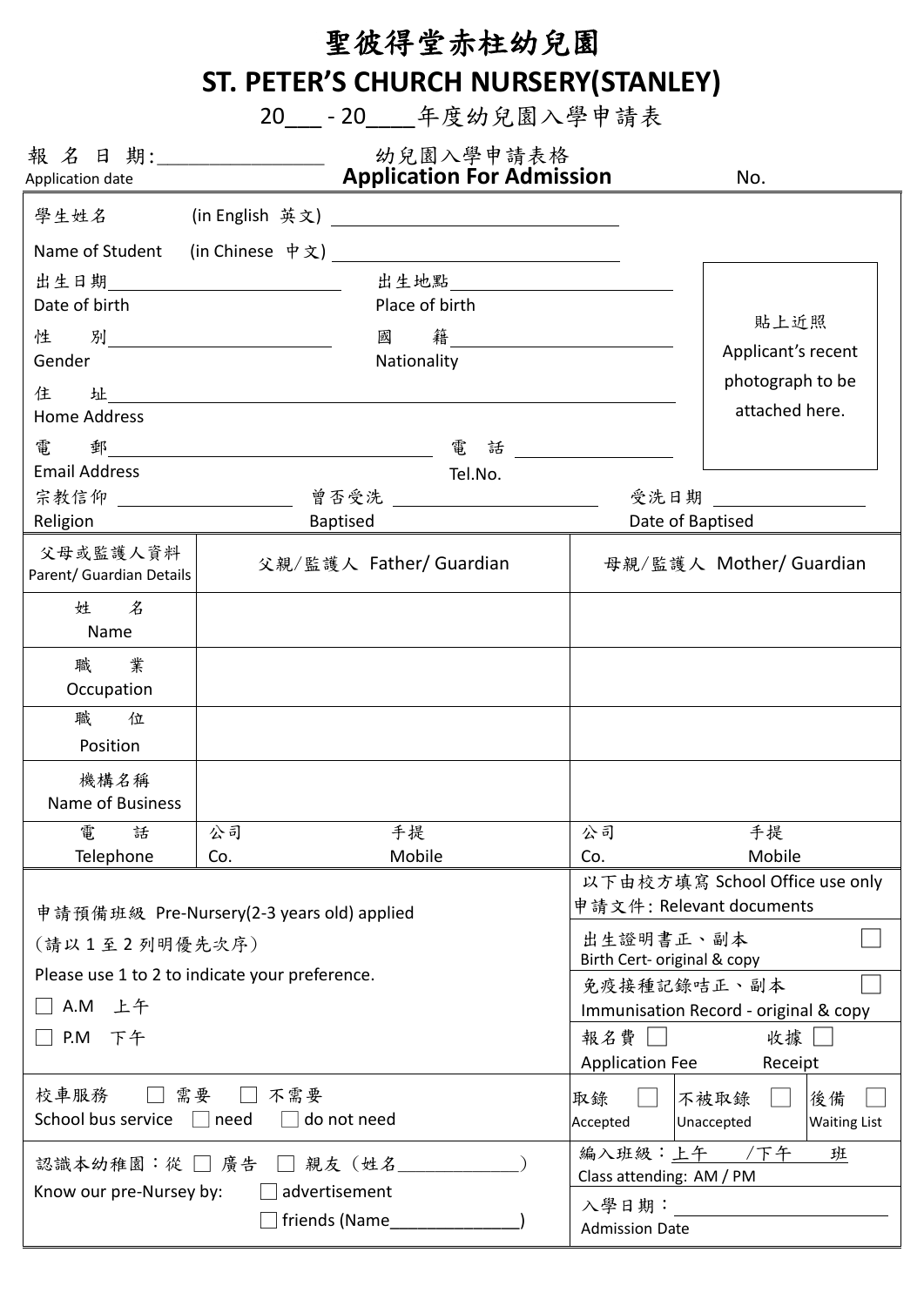# 聖彼得堂赤柱幼兒園

# ST. PETER'S CHURCH NURSERY(STANLEY)

20___ - 20____年度幼兒園入學申請表

報 名 日 期:_______________ 
Application date

## 幼兒園入學申請表格
## Application For Admission

No.

學生姓名 (in English 英文) ______________________________

Name of Student (in Chinese 中文) ______________________________

出生日期______________________ 出生地點______________________
Date of birth Place of birth

性 別______________________ 國 籍______________________
Gender Nationality

住 址______________________________________________________
Home Address

電 郵______________________________ 電 話 ________________
Email Address Tel.No.

宗教信仰 ________________ 曾否受洗 ____________________ 受洗日期 ______________
Religion Baptised Date of Baptised

貼上近照
Applicant's recent photograph to be attached here.

| 父母或監護人資料 Parent/ Guardian Details | 父親/監護人 Father/ Guardian | | 母親/監護人 Mother/ Guardian | |
|---|---|---|---|---|
| 姓 名 Name | | | | |
| 職 業 Occupation | | | | |
| 職 位 Position | | | | |
| 機構名稱 Name of Business | | | | |
| 電 話 Telephone | 公司 Co. | 手提 Mobile | 公司 Co. | 手提 Mobile |

申請預備班級 Pre-Nursery(2-3 years old) applied

(請以 1 至 2 列明優先次序)

Please use 1 to 2 to indicate your preference.

☐ A.M 上午

☐ P.M 下午

以下由校方填寫 School Office use only

申請文件: Relevant documents

出生證明書正、副本 ☐
Birth Cert- original & copy

免疫接種記錄咭正、副本 ☐
Immunisation Record - original & copy

報名費 ☐ 收據 ☐
Application Fee Receipt

校車服務 ☐ 需要 ☐ 不需要
School bus service ☐ need ☐ do not need

取錄 ☐ 不被取錄 ☐ 後備 ☐
Accepted Unaccepted Waiting List

認識本幼稚園:從 ☐ 廣告 ☐ 親友(姓名____________)
Know our pre-Nursey by: ☐ advertisement
☐ friends (Name______________)

編入班級:上午 /下午 班
Class attending: AM / PM

入學日期:______________________
Admission Date